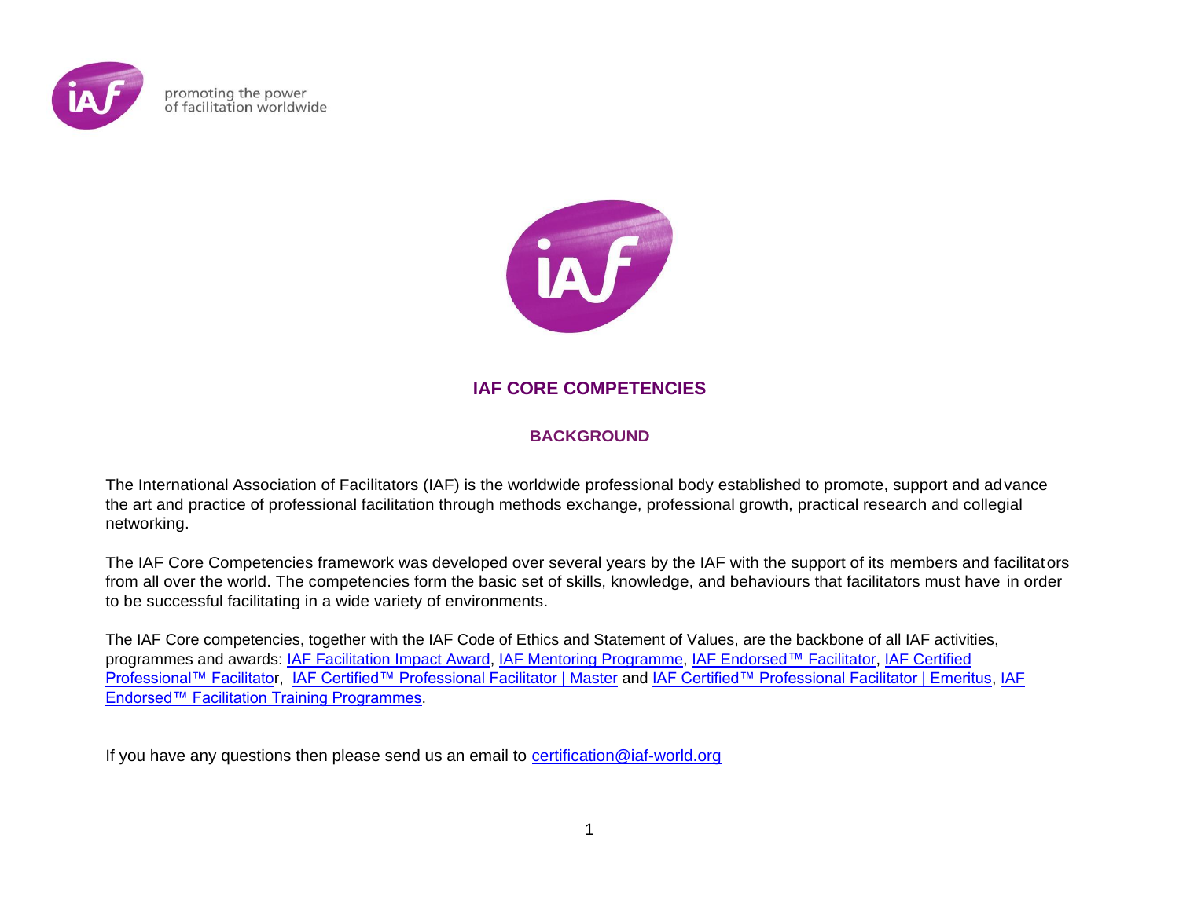promoting the power
of facilitation worldwide

# IAF CORE COMPETENCIES

## BACKGROUND

The International Association of Facilitators (IAF) is the worldwide professional body established to promote, support and advance the art and practice of professional facilitation through methods exchange, professional growth, practical research and collegial networking.

The IAF Core Competencies framework was developed over several years by the IAF with the support of its members and facilitators from all over the world. The competencies form the basic set of skills, knowledge, and behaviours that facilitators must have in order to be successful facilitating in a wide variety of environments.

The IAF Core competencies, together with the IAF Code of Ethics and Statement of Values, are the backbone of all IAF activities, programmes and awards: IAF Facilitation Impact Award, IAF Mentoring Programme, IAF Endorsed™ Facilitator, IAF Certified Professional™ Facilitator, IAF Certified™ Professional Facilitator | Master and IAF Certified™ Professional Facilitator | Emeritus, IAF Endorsed™ Facilitation Training Programmes.

If you have any questions then please send us an email to certification@iaf-world.org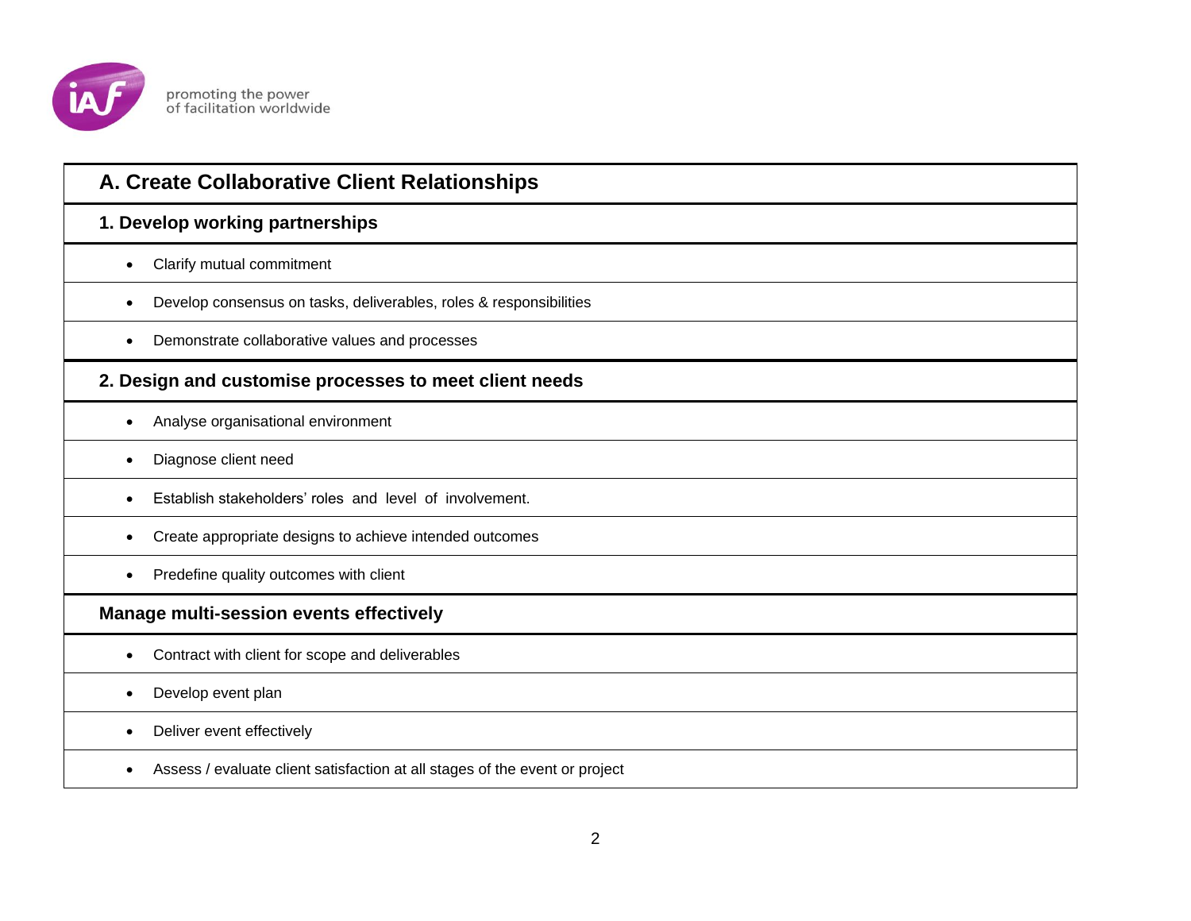## A. Create Collaborative Client Relationships

### 1. Develop working partnerships

- Clarify mutual commitment
- Develop consensus on tasks, deliverables, roles & responsibilities
- Demonstrate collaborative values and processes

### 2. Design and customise processes to meet client needs

- Analyse organisational environment
- Diagnose client need
- Establish stakeholders' roles and level of involvement.
- Create appropriate designs to achieve intended outcomes
- Predefine quality outcomes with client

### Manage multi-session events effectively

- Contract with client for scope and deliverables
- Develop event plan
- Deliver event effectively
- Assess / evaluate client satisfaction at all stages of the event or project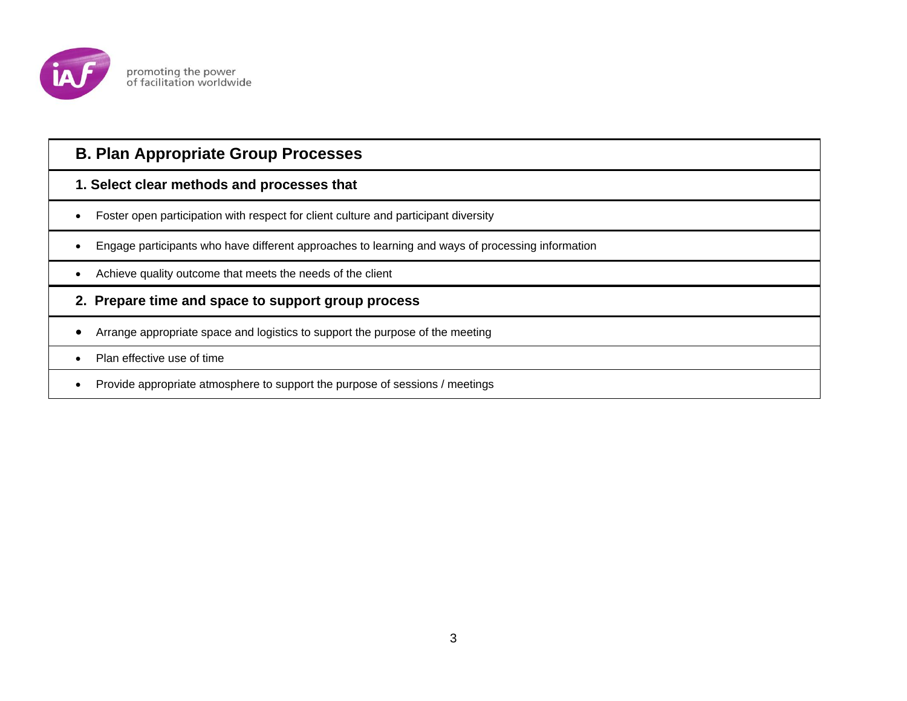## B. Plan Appropriate Group Processes

### 1. Select clear methods and processes that

- Foster open participation with respect for client culture and participant diversity
- Engage participants who have different approaches to learning and ways of processing information
- Achieve quality outcome that meets the needs of the client

### 2. Prepare time and space to support group process

- Arrange appropriate space and logistics to support the purpose of the meeting
- Plan effective use of time
- Provide appropriate atmosphere to support the purpose of sessions / meetings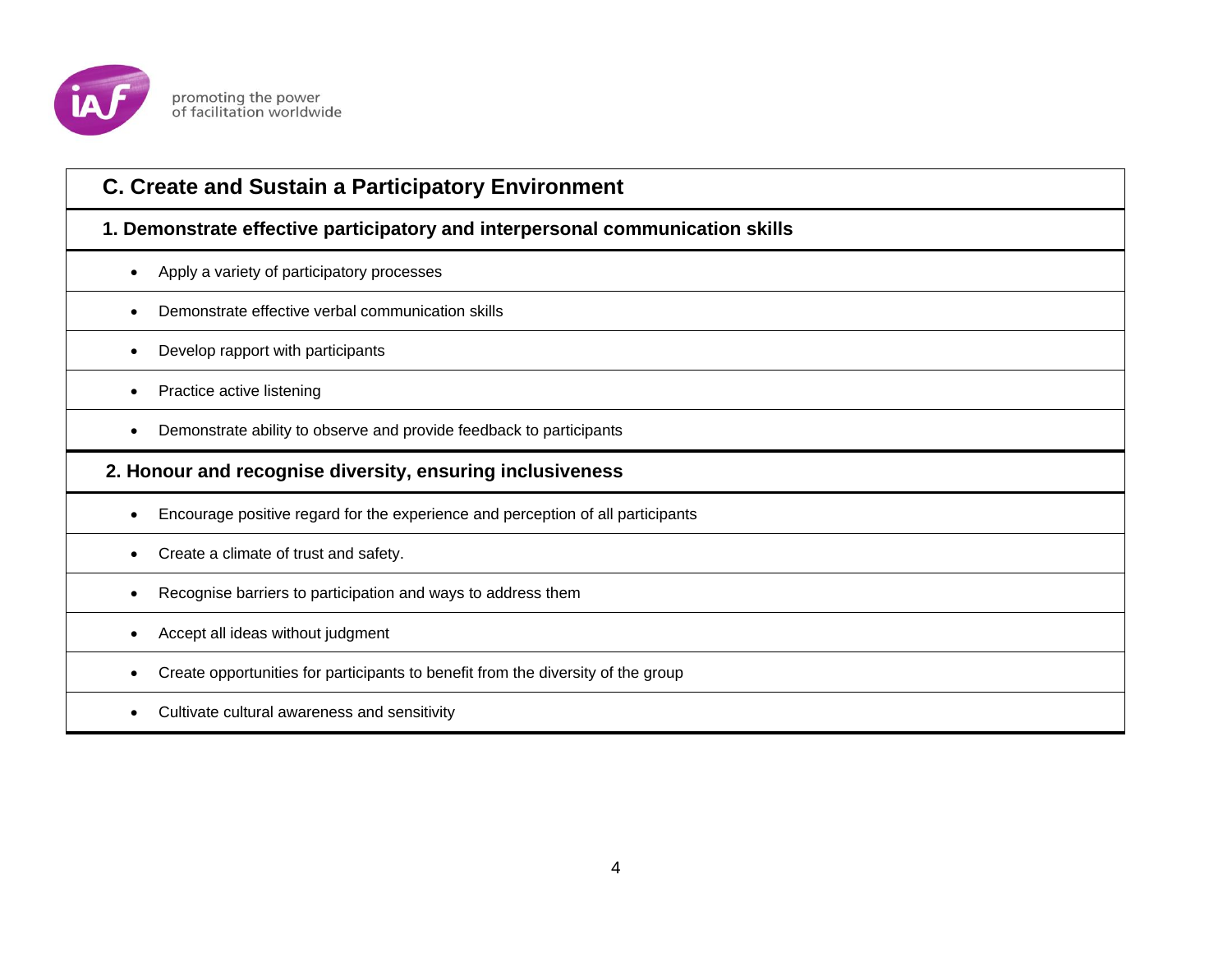## C. Create and Sustain a Participatory Environment

### 1. Demonstrate effective participatory and interpersonal communication skills

- Apply a variety of participatory processes
- Demonstrate effective verbal communication skills
- Develop rapport with participants
- Practice active listening
- Demonstrate ability to observe and provide feedback to participants

### 2. Honour and recognise diversity, ensuring inclusiveness

- Encourage positive regard for the experience and perception of all participants
- Create a climate of trust and safety.
- Recognise barriers to participation and ways to address them
- Accept all ideas without judgment
- Create opportunities for participants to benefit from the diversity of the group
- Cultivate cultural awareness and sensitivity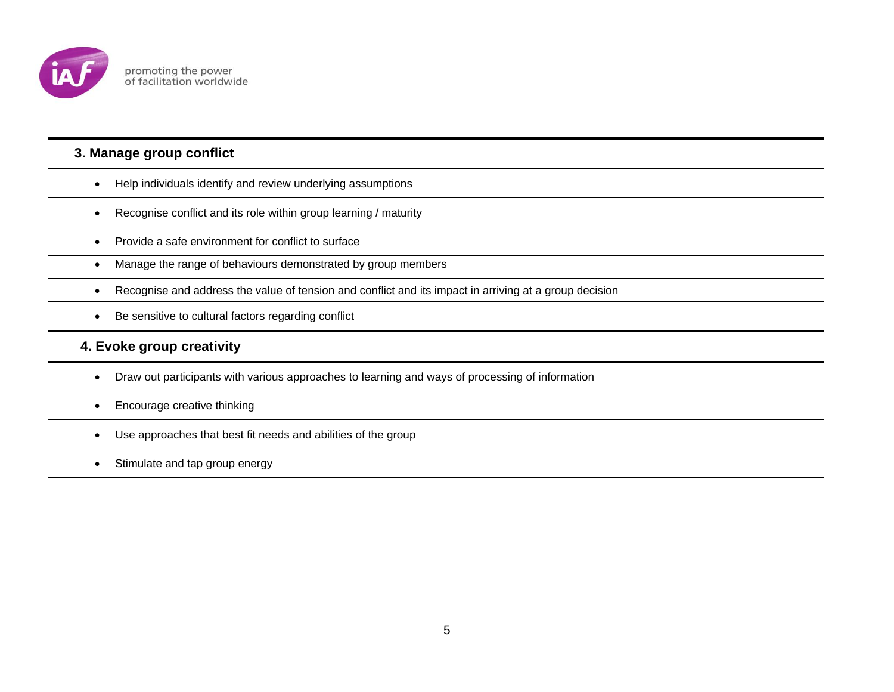### 3. Manage group conflict

- Help individuals identify and review underlying assumptions
- Recognise conflict and its role within group learning / maturity
- Provide a safe environment for conflict to surface
- Manage the range of behaviours demonstrated by group members
- Recognise and address the value of tension and conflict and its impact in arriving at a group decision
- Be sensitive to cultural factors regarding conflict

### 4. Evoke group creativity

- Draw out participants with various approaches to learning and ways of processing of information
- Encourage creative thinking
- Use approaches that best fit needs and abilities of the group
- Stimulate and tap group energy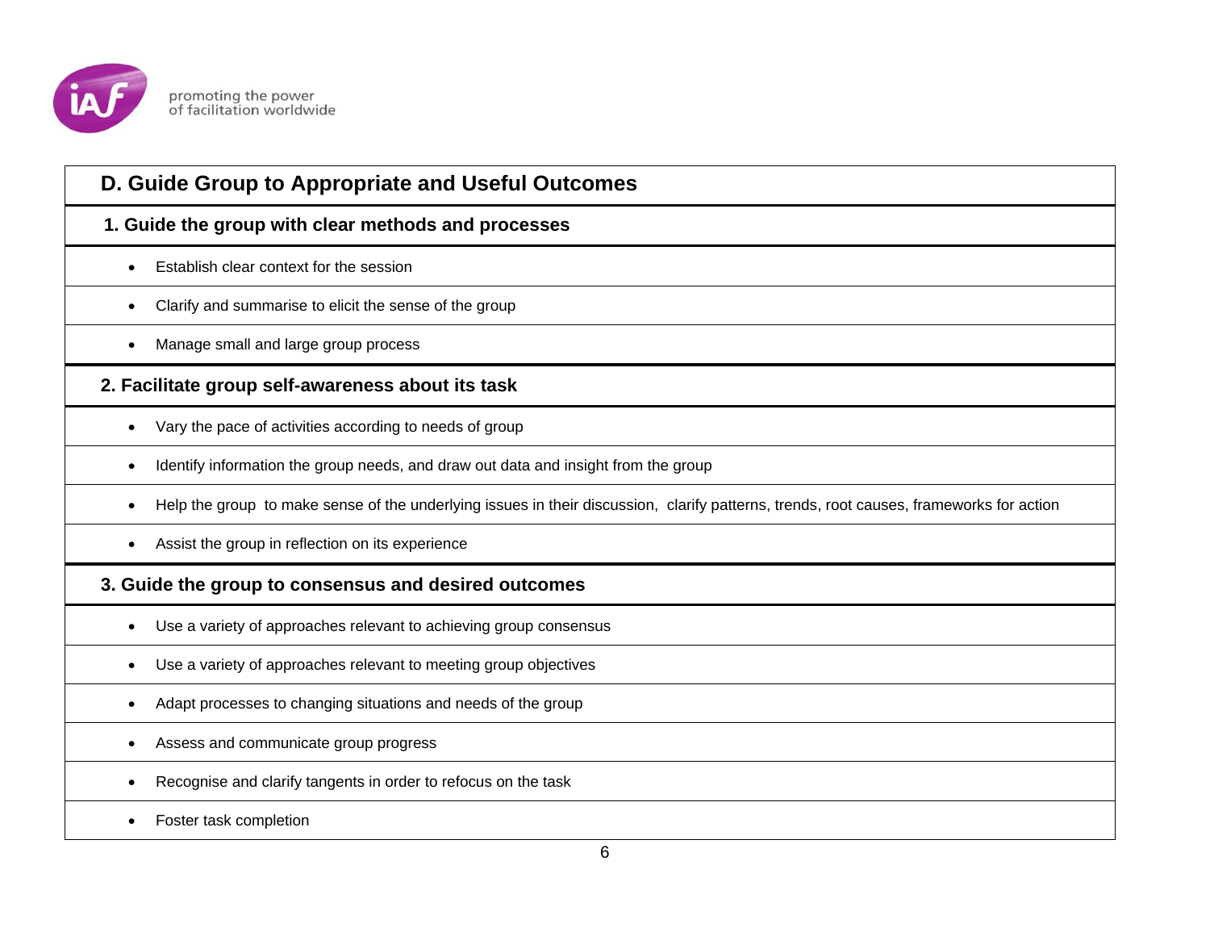## D. Guide Group to Appropriate and Useful Outcomes

### 1. Guide the group with clear methods and processes

- Establish clear context for the session
- Clarify and summarise to elicit the sense of the group
- Manage small and large group process

### 2. Facilitate group self-awareness about its task

- Vary the pace of activities according to needs of group
- Identify information the group needs, and draw out data and insight from the group
- Help the group to make sense of the underlying issues in their discussion, clarify patterns, trends, root causes, frameworks for action
- Assist the group in reflection on its experience

### 3. Guide the group to consensus and desired outcomes

- Use a variety of approaches relevant to achieving group consensus
- Use a variety of approaches relevant to meeting group objectives
- Adapt processes to changing situations and needs of the group
- Assess and communicate group progress
- Recognise and clarify tangents in order to refocus on the task
- Foster task completion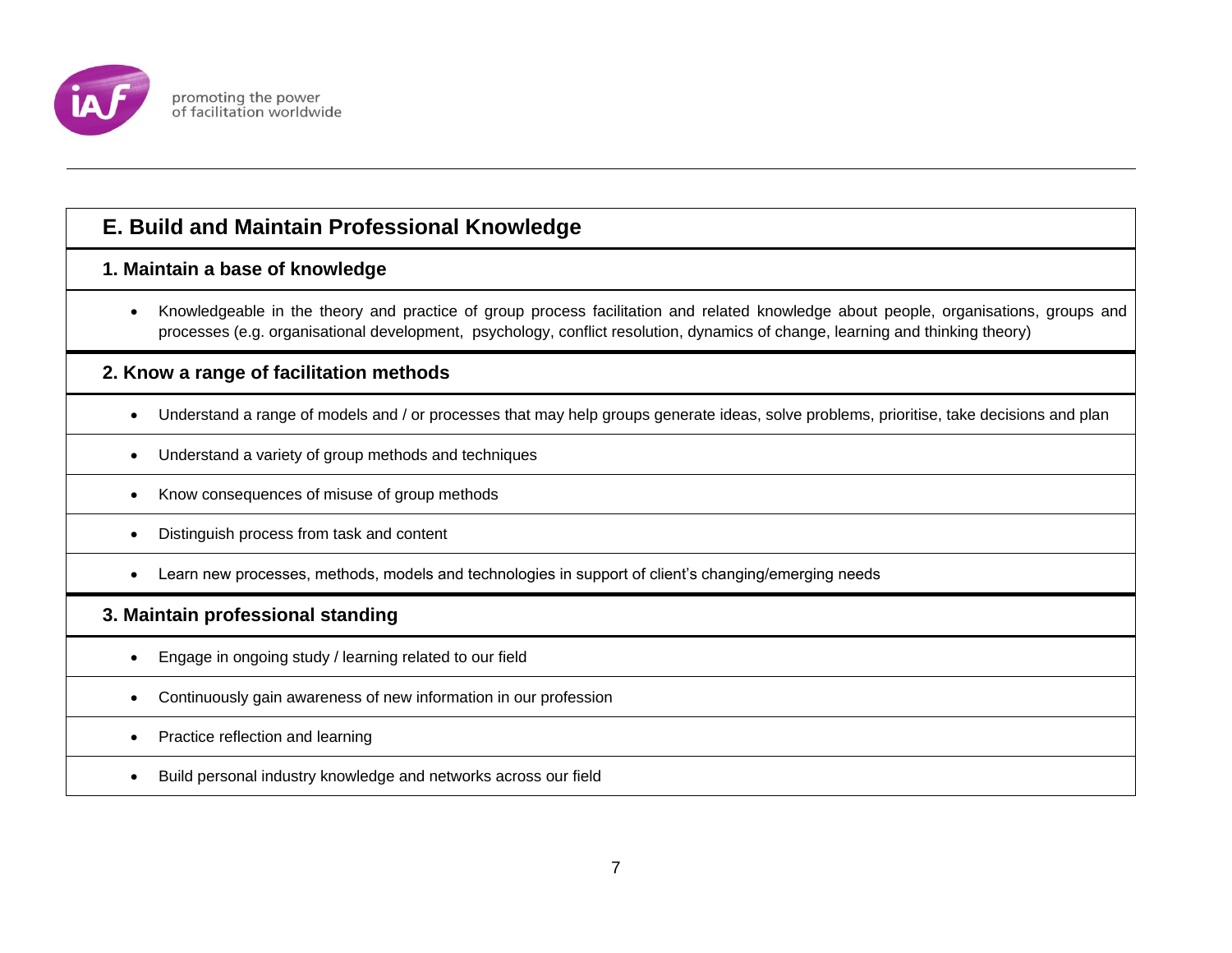## E. Build and Maintain Professional Knowledge

### 1. Maintain a base of knowledge

- Knowledgeable in the theory and practice of group process facilitation and related knowledge about people, organisations, groups and processes (e.g. organisational development, psychology, conflict resolution, dynamics of change, learning and thinking theory)

### 2. Know a range of facilitation methods

- Understand a range of models and / or processes that may help groups generate ideas, solve problems, prioritise, take decisions and plan
- Understand a variety of group methods and techniques
- Know consequences of misuse of group methods
- Distinguish process from task and content
- Learn new processes, methods, models and technologies in support of client's changing/emerging needs

### 3. Maintain professional standing

- Engage in ongoing study / learning related to our field
- Continuously gain awareness of new information in our profession
- Practice reflection and learning
- Build personal industry knowledge and networks across our field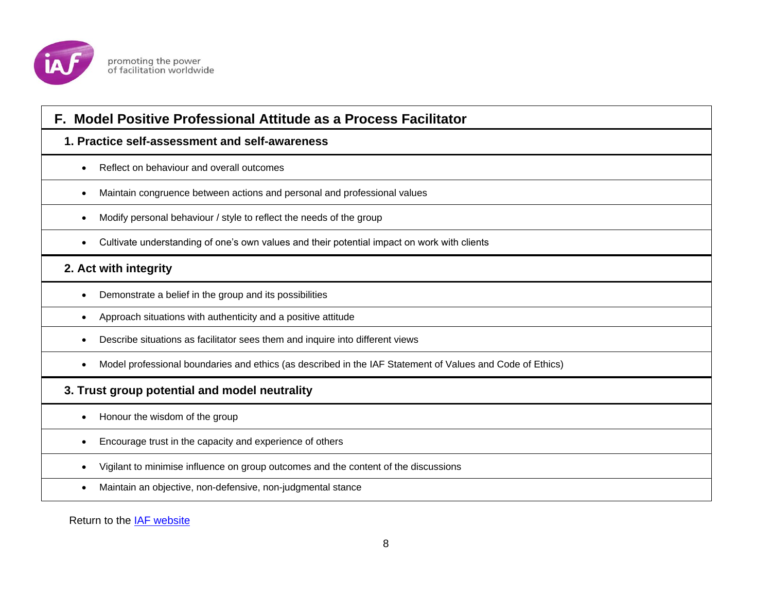promoting the power
of facilitation worldwide

## F. Model Positive Professional Attitude as a Process Facilitator

### 1. Practice self-assessment and self-awareness

- Reflect on behaviour and overall outcomes
- Maintain congruence between actions and personal and professional values
- Modify personal behaviour / style to reflect the needs of the group
- Cultivate understanding of one's own values and their potential impact on work with clients

### 2. Act with integrity

- Demonstrate a belief in the group and its possibilities
- Approach situations with authenticity and a positive attitude
- Describe situations as facilitator sees them and inquire into different views
- Model professional boundaries and ethics (as described in the IAF Statement of Values and Code of Ethics)

### 3. Trust group potential and model neutrality

- Honour the wisdom of the group
- Encourage trust in the capacity and experience of others
- Vigilant to minimise influence on group outcomes and the content of the discussions
- Maintain an objective, non-defensive, non-judgmental stance

Return to the IAF website